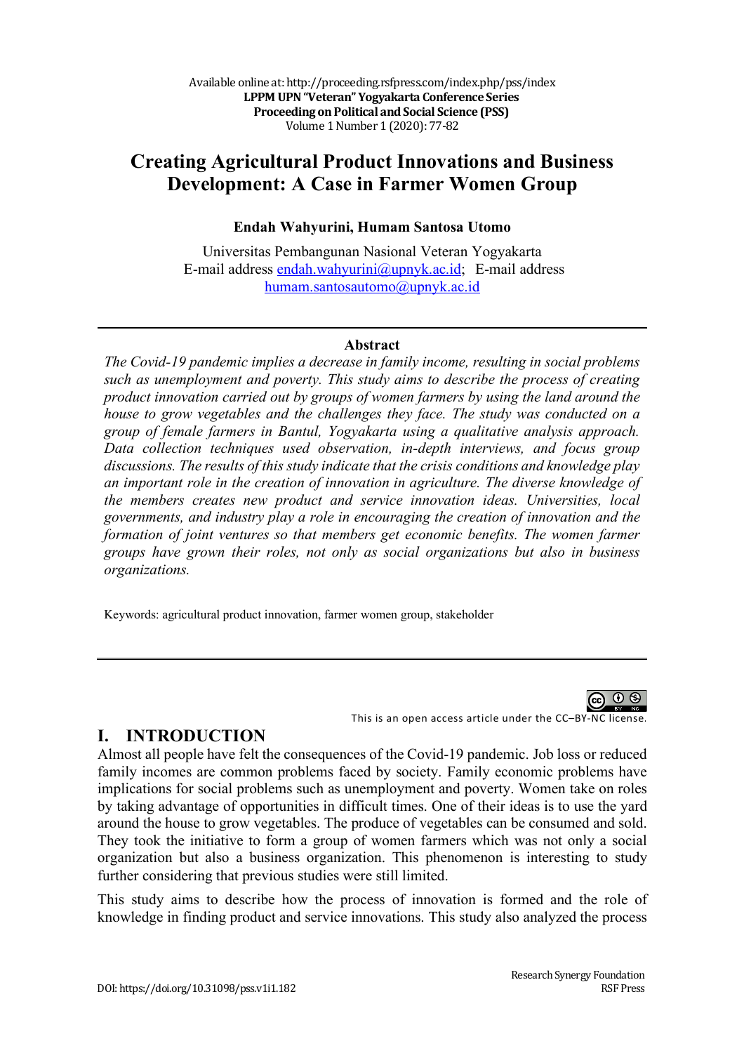# Creating Agricultural Product Innovations and Business Development: A Case in Farmer Women Group

**Endah Wahyurini, Humam Santosa Utomo**

Universitas Pembangunan Nasional Veteran Yogyakarta
E-mail address endah.wahyurini@upnyk.ac.id; E-mail address humam.santosautomo@upnyk.ac.id

---

**Abstract**

*The Covid-19 pandemic implies a decrease in family income, resulting in social problems such as unemployment and poverty. This study aims to describe the process of creating product innovation carried out by groups of women farmers by using the land around the house to grow vegetables and the challenges they face. The study was conducted on a group of female farmers in Bantul, Yogyakarta using a qualitative analysis approach. Data collection techniques used observation, in-depth interviews, and focus group discussions. The results of this study indicate that the crisis conditions and knowledge play an important role in the creation of innovation in agriculture. The diverse knowledge of the members creates new product and service innovation ideas. Universities, local governments, and industry play a role in encouraging the creation of innovation and the formation of joint ventures so that members get economic benefits. The women farmer groups have grown their roles, not only as social organizations but also in business organizations.*

Keywords: agricultural product innovation, farmer women group, stakeholder

---

This is an open access article under the CC–BY-NC license.

## I. INTRODUCTION

Almost all people have felt the consequences of the Covid-19 pandemic. Job loss or reduced family incomes are common problems faced by society. Family economic problems have implications for social problems such as unemployment and poverty. Women take on roles by taking advantage of opportunities in difficult times. One of their ideas is to use the yard around the house to grow vegetables. The produce of vegetables can be consumed and sold. They took the initiative to form a group of women farmers which was not only a social organization but also a business organization. This phenomenon is interesting to study further considering that previous studies were still limited.

This study aims to describe how the process of innovation is formed and the role of knowledge in finding product and service innovations. This study also analyzed the process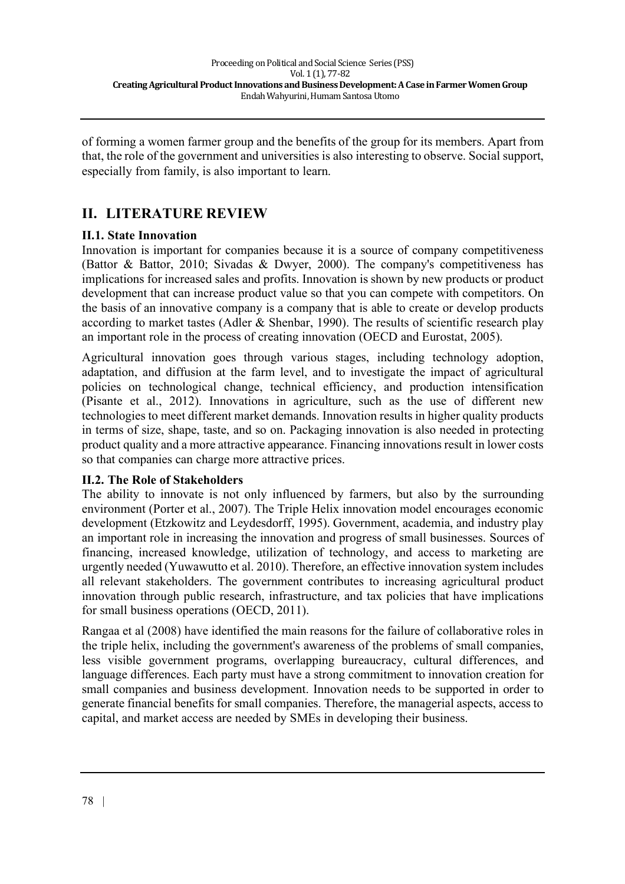of forming a women farmer group and the benefits of the group for its members. Apart from that, the role of the government and universities is also interesting to observe. Social support, especially from family, is also important to learn.

## II. LITERATURE REVIEW

### II.1. State Innovation

Innovation is important for companies because it is a source of company competitiveness (Battor & Battor, 2010; Sivadas & Dwyer, 2000). The company's competitiveness has implications for increased sales and profits. Innovation is shown by new products or product development that can increase product value so that you can compete with competitors. On the basis of an innovative company is a company that is able to create or develop products according to market tastes (Adler & Shenbar, 1990). The results of scientific research play an important role in the process of creating innovation (OECD and Eurostat, 2005).

Agricultural innovation goes through various stages, including technology adoption, adaptation, and diffusion at the farm level, and to investigate the impact of agricultural policies on technological change, technical efficiency, and production intensification (Pisante et al., 2012). Innovations in agriculture, such as the use of different new technologies to meet different market demands. Innovation results in higher quality products in terms of size, shape, taste, and so on. Packaging innovation is also needed in protecting product quality and a more attractive appearance. Financing innovations result in lower costs so that companies can charge more attractive prices.

### II.2. The Role of Stakeholders

The ability to innovate is not only influenced by farmers, but also by the surrounding environment (Porter et al., 2007). The Triple Helix innovation model encourages economic development (Etzkowitz and Leydesdorff, 1995). Government, academia, and industry play an important role in increasing the innovation and progress of small businesses. Sources of financing, increased knowledge, utilization of technology, and access to marketing are urgently needed (Yuwawutto et al. 2010). Therefore, an effective innovation system includes all relevant stakeholders. The government contributes to increasing agricultural product innovation through public research, infrastructure, and tax policies that have implications for small business operations (OECD, 2011).

Rangaa et al (2008) have identified the main reasons for the failure of collaborative roles in the triple helix, including the government's awareness of the problems of small companies, less visible government programs, overlapping bureaucracy, cultural differences, and language differences. Each party must have a strong commitment to innovation creation for small companies and business development. Innovation needs to be supported in order to generate financial benefits for small companies. Therefore, the managerial aspects, access to capital, and market access are needed by SMEs in developing their business.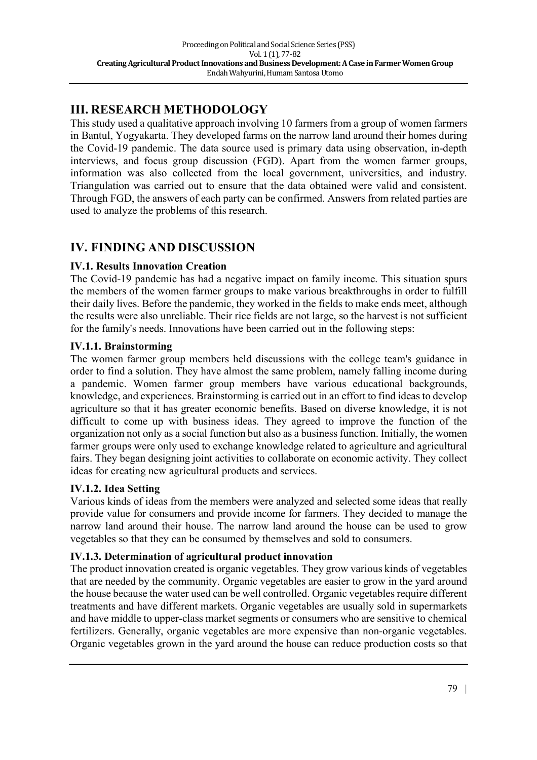## III. RESEARCH METHODOLOGY

This study used a qualitative approach involving 10 farmers from a group of women farmers in Bantul, Yogyakarta. They developed farms on the narrow land around their homes during the Covid-19 pandemic. The data source used is primary data using observation, in-depth interviews, and focus group discussion (FGD). Apart from the women farmer groups, information was also collected from the local government, universities, and industry. Triangulation was carried out to ensure that the data obtained were valid and consistent. Through FGD, the answers of each party can be confirmed. Answers from related parties are used to analyze the problems of this research.

## IV. FINDING AND DISCUSSION

### IV.1. Results Innovation Creation

The Covid-19 pandemic has had a negative impact on family income. This situation spurs the members of the women farmer groups to make various breakthroughs in order to fulfill their daily lives. Before the pandemic, they worked in the fields to make ends meet, although the results were also unreliable. Their rice fields are not large, so the harvest is not sufficient for the family's needs. Innovations have been carried out in the following steps:

#### IV.1.1. Brainstorming

The women farmer group members held discussions with the college team's guidance in order to find a solution. They have almost the same problem, namely falling income during a pandemic. Women farmer group members have various educational backgrounds, knowledge, and experiences. Brainstorming is carried out in an effort to find ideas to develop agriculture so that it has greater economic benefits. Based on diverse knowledge, it is not difficult to come up with business ideas. They agreed to improve the function of the organization not only as a social function but also as a business function. Initially, the women farmer groups were only used to exchange knowledge related to agriculture and agricultural fairs. They began designing joint activities to collaborate on economic activity. They collect ideas for creating new agricultural products and services.

#### IV.1.2. Idea Setting

Various kinds of ideas from the members were analyzed and selected some ideas that really provide value for consumers and provide income for farmers. They decided to manage the narrow land around their house. The narrow land around the house can be used to grow vegetables so that they can be consumed by themselves and sold to consumers.

#### IV.1.3. Determination of agricultural product innovation

The product innovation created is organic vegetables. They grow various kinds of vegetables that are needed by the community. Organic vegetables are easier to grow in the yard around the house because the water used can be well controlled. Organic vegetables require different treatments and have different markets. Organic vegetables are usually sold in supermarkets and have middle to upper-class market segments or consumers who are sensitive to chemical fertilizers. Generally, organic vegetables are more expensive than non-organic vegetables. Organic vegetables grown in the yard around the house can reduce production costs so that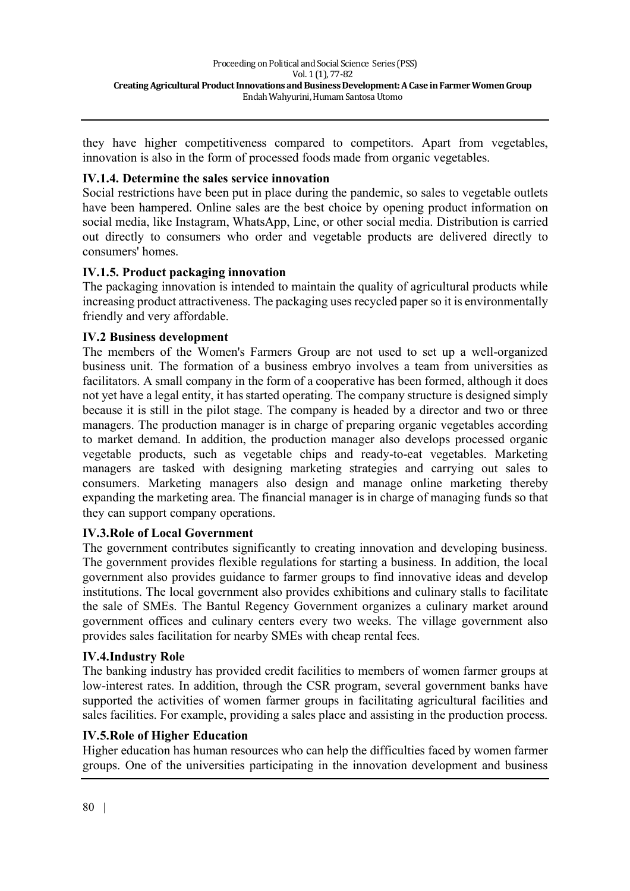they have higher competitiveness compared to competitors. Apart from vegetables, innovation is also in the form of processed foods made from organic vegetables.

### IV.1.4. Determine the sales service innovation

Social restrictions have been put in place during the pandemic, so sales to vegetable outlets have been hampered. Online sales are the best choice by opening product information on social media, like Instagram, WhatsApp, Line, or other social media. Distribution is carried out directly to consumers who order and vegetable products are delivered directly to consumers' homes.

### IV.1.5. Product packaging innovation

The packaging innovation is intended to maintain the quality of agricultural products while increasing product attractiveness. The packaging uses recycled paper so it is environmentally friendly and very affordable.

## IV.2 Business development

The members of the Women's Farmers Group are not used to set up a well-organized business unit. The formation of a business embryo involves a team from universities as facilitators. A small company in the form of a cooperative has been formed, although it does not yet have a legal entity, it has started operating. The company structure is designed simply because it is still in the pilot stage. The company is headed by a director and two or three managers. The production manager is in charge of preparing organic vegetables according to market demand. In addition, the production manager also develops processed organic vegetable products, such as vegetable chips and ready-to-eat vegetables. Marketing managers are tasked with designing marketing strategies and carrying out sales to consumers. Marketing managers also design and manage online marketing thereby expanding the marketing area. The financial manager is in charge of managing funds so that they can support company operations.

## IV.3.Role of Local Government

The government contributes significantly to creating innovation and developing business. The government provides flexible regulations for starting a business. In addition, the local government also provides guidance to farmer groups to find innovative ideas and develop institutions. The local government also provides exhibitions and culinary stalls to facilitate the sale of SMEs. The Bantul Regency Government organizes a culinary market around government offices and culinary centers every two weeks. The village government also provides sales facilitation for nearby SMEs with cheap rental fees.

## IV.4.Industry Role

The banking industry has provided credit facilities to members of women farmer groups at low-interest rates. In addition, through the CSR program, several government banks have supported the activities of women farmer groups in facilitating agricultural facilities and sales facilities. For example, providing a sales place and assisting in the production process.

## IV.5.Role of Higher Education

Higher education has human resources who can help the difficulties faced by women farmer groups. One of the universities participating in the innovation development and business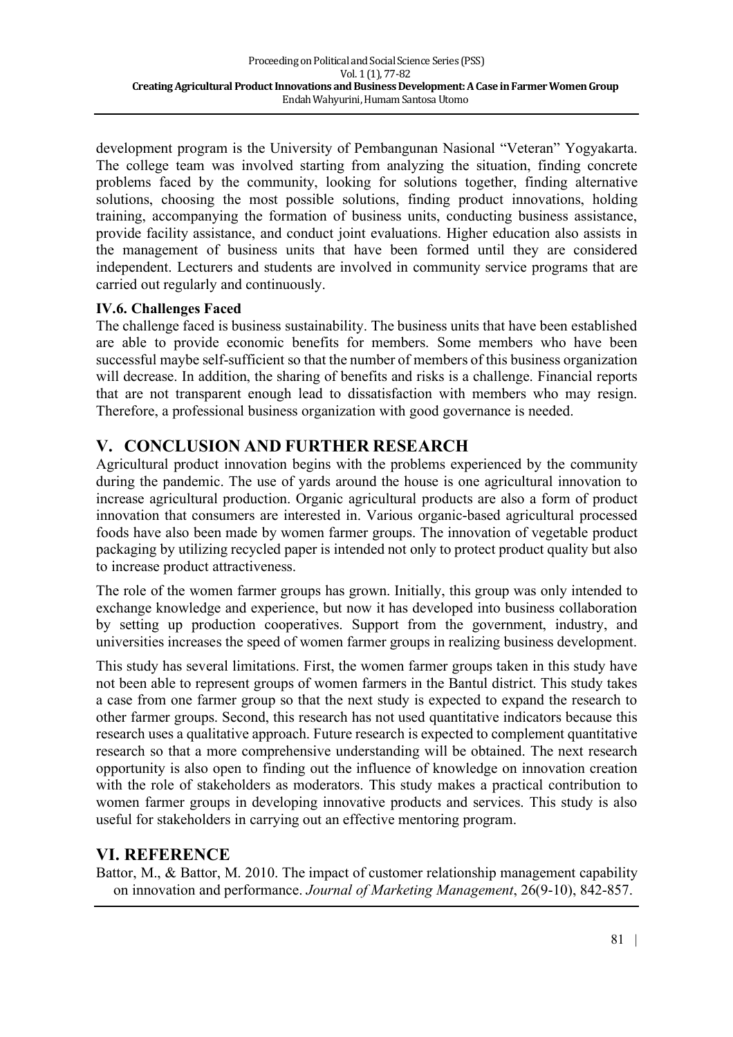development program is the University of Pembangunan Nasional "Veteran" Yogyakarta. The college team was involved starting from analyzing the situation, finding concrete problems faced by the community, looking for solutions together, finding alternative solutions, choosing the most possible solutions, finding product innovations, holding training, accompanying the formation of business units, conducting business assistance, provide facility assistance, and conduct joint evaluations. Higher education also assists in the management of business units that have been formed until they are considered independent. Lecturers and students are involved in community service programs that are carried out regularly and continuously.

### IV.6. Challenges Faced

The challenge faced is business sustainability. The business units that have been established are able to provide economic benefits for members. Some members who have been successful maybe self-sufficient so that the number of members of this business organization will decrease. In addition, the sharing of benefits and risks is a challenge. Financial reports that are not transparent enough lead to dissatisfaction with members who may resign. Therefore, a professional business organization with good governance is needed.

## V. CONCLUSION AND FURTHER RESEARCH

Agricultural product innovation begins with the problems experienced by the community during the pandemic. The use of yards around the house is one agricultural innovation to increase agricultural production. Organic agricultural products are also a form of product innovation that consumers are interested in. Various organic-based agricultural processed foods have also been made by women farmer groups. The innovation of vegetable product packaging by utilizing recycled paper is intended not only to protect product quality but also to increase product attractiveness.

The role of the women farmer groups has grown. Initially, this group was only intended to exchange knowledge and experience, but now it has developed into business collaboration by setting up production cooperatives. Support from the government, industry, and universities increases the speed of women farmer groups in realizing business development.

This study has several limitations. First, the women farmer groups taken in this study have not been able to represent groups of women farmers in the Bantul district. This study takes a case from one farmer group so that the next study is expected to expand the research to other farmer groups. Second, this research has not used quantitative indicators because this research uses a qualitative approach. Future research is expected to complement quantitative research so that a more comprehensive understanding will be obtained. The next research opportunity is also open to finding out the influence of knowledge on innovation creation with the role of stakeholders as moderators. This study makes a practical contribution to women farmer groups in developing innovative products and services. This study is also useful for stakeholders in carrying out an effective mentoring program.

## VI. REFERENCE

Battor, M., & Battor, M. 2010. The impact of customer relationship management capability on innovation and performance. *Journal of Marketing Management*, 26(9-10), 842-857.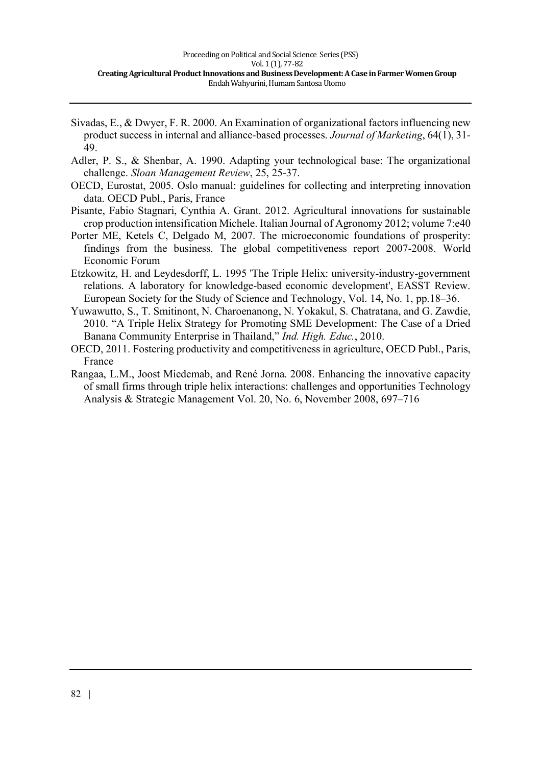Sivadas, E., & Dwyer, F. R. 2000. An Examination of organizational factors influencing new product success in internal and alliance-based processes. *Journal of Marketing*, 64(1), 31-49.

Adler, P. S., & Shenbar, A. 1990. Adapting your technological base: The organizational challenge. *Sloan Management Review*, 25, 25-37.

OECD, Eurostat, 2005. Oslo manual: guidelines for collecting and interpreting innovation data. OECD Publ., Paris, France

Pisante, Fabio Stagnari, Cynthia A. Grant. 2012. Agricultural innovations for sustainable crop production intensification Michele. Italian Journal of Agronomy 2012; volume 7:e40

Porter ME, Ketels C, Delgado M, 2007. The microeconomic foundations of prosperity: findings from the business. The global competitiveness report 2007-2008. World Economic Forum

Etzkowitz, H. and Leydesdorff, L. 1995 'The Triple Helix: university-industry-government relations. A laboratory for knowledge-based economic development', EASST Review. European Society for the Study of Science and Technology, Vol. 14, No. 1, pp.18–36.

Yuwawutto, S., T. Smitinont, N. Charoenanong, N. Yokakul, S. Chatratana, and G. Zawdie, 2010. "A Triple Helix Strategy for Promoting SME Development: The Case of a Dried Banana Community Enterprise in Thailand," *Ind. High. Educ.*, 2010.

OECD, 2011. Fostering productivity and competitiveness in agriculture, OECD Publ., Paris, France

Rangaa, L.M., Joost Miedemab, and René Jorna. 2008. Enhancing the innovative capacity of small firms through triple helix interactions: challenges and opportunities Technology Analysis & Strategic Management Vol. 20, No. 6, November 2008, 697–716